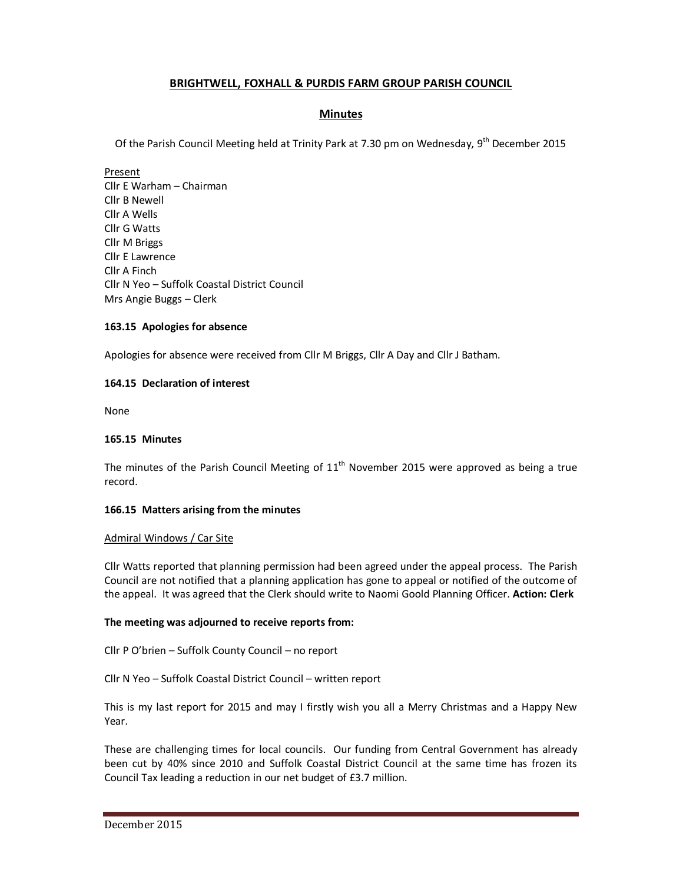# BRIGHTWELL, FOXHALL & PURDIS FARM GROUP PARISH COUNCIL

## Minutes

Of the Parish Council Meeting held at Trinity Park at 7.30 pm on Wednesday, 9th December 2015

Present
Cllr E Warham – Chairman
Cllr B Newell
Cllr A Wells
Cllr G Watts
Cllr M Briggs
Cllr E Lawrence
Cllr A Finch
Cllr N Yeo – Suffolk Coastal District Council
Mrs Angie Buggs – Clerk

### 163.15 Apologies for absence

Apologies for absence were received from Cllr M Briggs, Cllr A Day and Cllr J Batham.

### 164.15 Declaration of interest

None

### 165.15 Minutes

The minutes of the Parish Council Meeting of 11th November 2015 were approved as being a true record.

### 166.15 Matters arising from the minutes

Admiral Windows / Car Site

Cllr Watts reported that planning permission had been agreed under the appeal process. The Parish Council are not notified that a planning application has gone to appeal or notified of the outcome of the appeal. It was agreed that the Clerk should write to Naomi Goold Planning Officer. **Action: Clerk**

**The meeting was adjourned to receive reports from:**

Cllr P O'brien – Suffolk County Council – no report

Cllr N Yeo – Suffolk Coastal District Council – written report

This is my last report for 2015 and may I firstly wish you all a Merry Christmas and a Happy New Year.

These are challenging times for local councils. Our funding from Central Government has already been cut by 40% since 2010 and Suffolk Coastal District Council at the same time has frozen its Council Tax leading a reduction in our net budget of £3.7 million.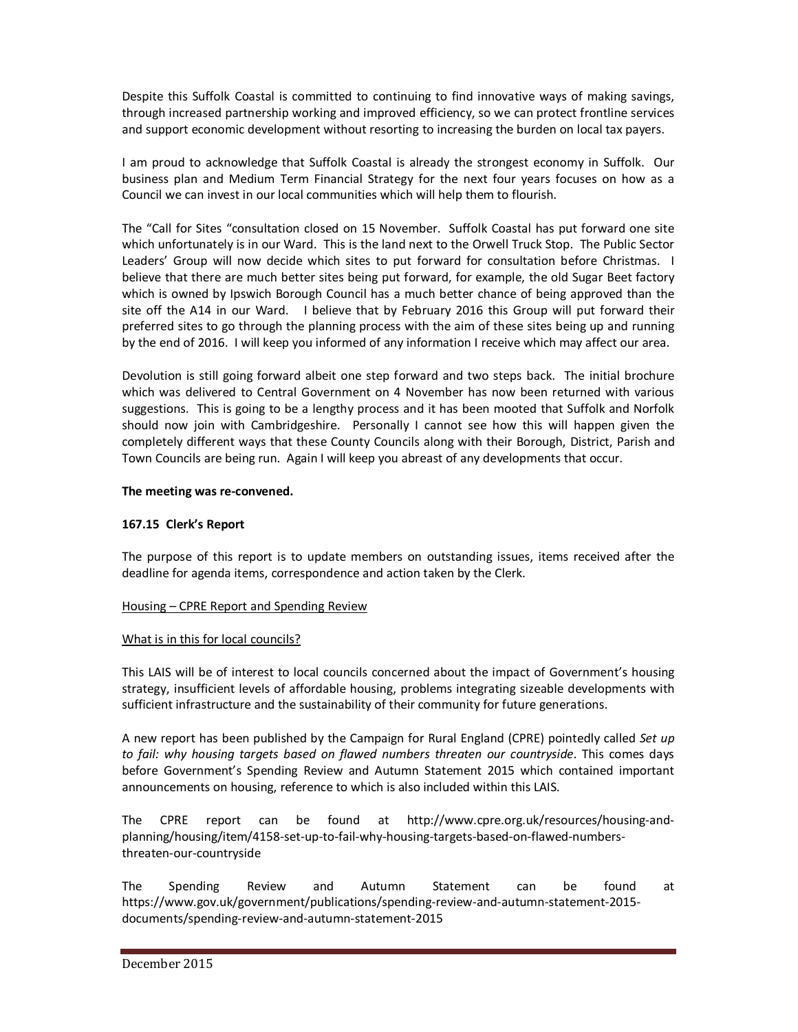Despite this Suffolk Coastal is committed to continuing to find innovative ways of making savings, through increased partnership working and improved efficiency, so we can protect frontline services and support economic development without resorting to increasing the burden on local tax payers.

I am proud to acknowledge that Suffolk Coastal is already the strongest economy in Suffolk. Our business plan and Medium Term Financial Strategy for the next four years focuses on how as a Council we can invest in our local communities which will help them to flourish.

The "Call for Sites "consultation closed on 15 November. Suffolk Coastal has put forward one site which unfortunately is in our Ward. This is the land next to the Orwell Truck Stop. The Public Sector Leaders' Group will now decide which sites to put forward for consultation before Christmas. I believe that there are much better sites being put forward, for example, the old Sugar Beet factory which is owned by Ipswich Borough Council has a much better chance of being approved than the site off the A14 in our Ward. I believe that by February 2016 this Group will put forward their preferred sites to go through the planning process with the aim of these sites being up and running by the end of 2016. I will keep you informed of any information I receive which may affect our area.

Devolution is still going forward albeit one step forward and two steps back. The initial brochure which was delivered to Central Government on 4 November has now been returned with various suggestions. This is going to be a lengthy process and it has been mooted that Suffolk and Norfolk should now join with Cambridgeshire. Personally I cannot see how this will happen given the completely different ways that these County Councils along with their Borough, District, Parish and Town Councils are being run. Again I will keep you abreast of any developments that occur.

**The meeting was re-convened.**

**167.15 Clerk's Report**

The purpose of this report is to update members on outstanding issues, items received after the deadline for agenda items, correspondence and action taken by the Clerk.

Housing – CPRE Report and Spending Review

What is in this for local councils?

This LAIS will be of interest to local councils concerned about the impact of Government's housing strategy, insufficient levels of affordable housing, problems integrating sizeable developments with sufficient infrastructure and the sustainability of their community for future generations.

A new report has been published by the Campaign for Rural England (CPRE) pointedly called *Set up to fail: why housing targets based on flawed numbers threaten our countryside*. This comes days before Government's Spending Review and Autumn Statement 2015 which contained important announcements on housing, reference to which is also included within this LAIS.

The CPRE report can be found at http://www.cpre.org.uk/resources/housing-and-planning/housing/item/4158-set-up-to-fail-why-housing-targets-based-on-flawed-numbers-threaten-our-countryside

The Spending Review and Autumn Statement can be found at https://www.gov.uk/government/publications/spending-review-and-autumn-statement-2015-documents/spending-review-and-autumn-statement-2015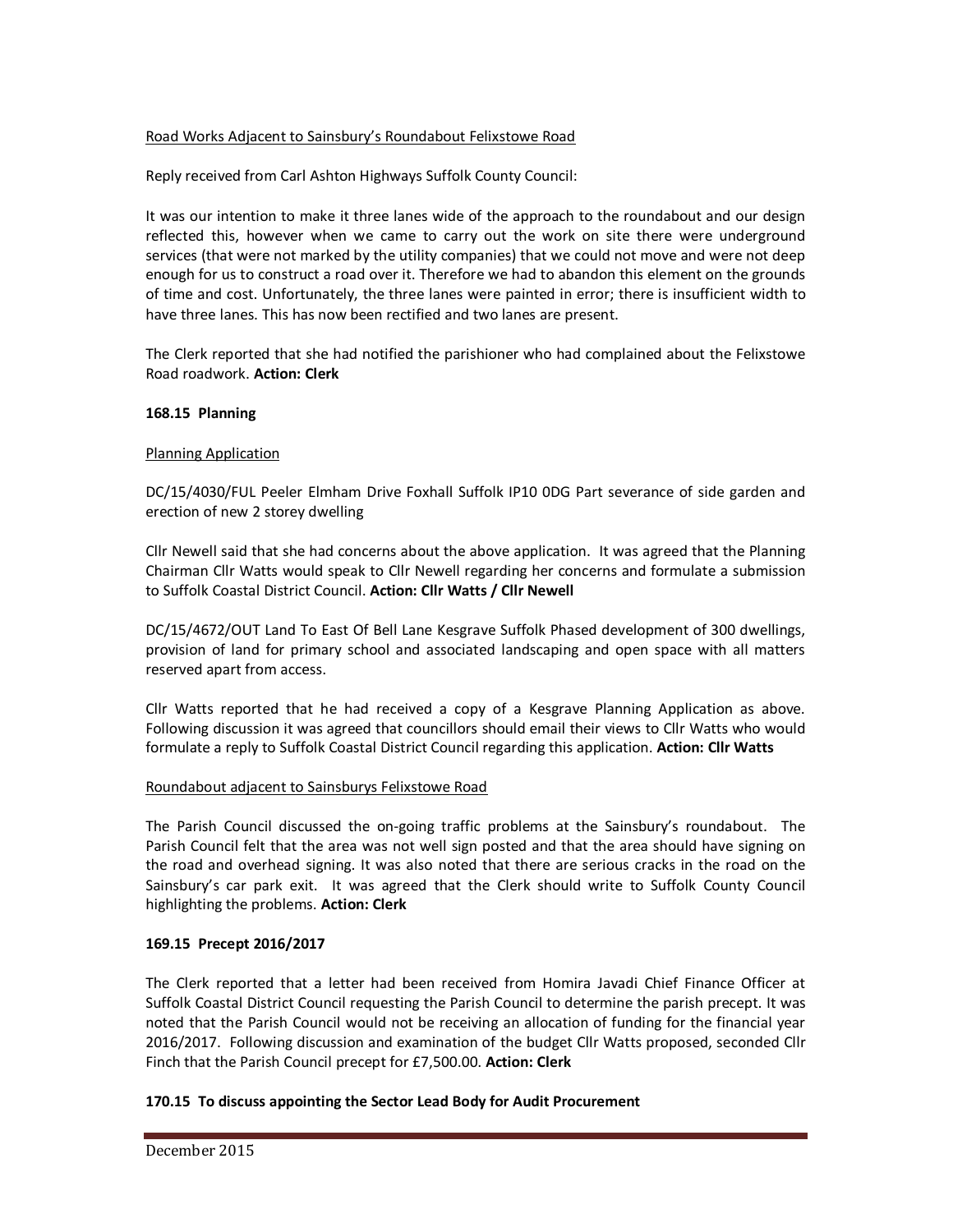Road Works Adjacent to Sainsbury's Roundabout Felixstowe Road

Reply received from Carl Ashton Highways Suffolk County Council:

It was our intention to make it three lanes wide of the approach to the roundabout and our design reflected this, however when we came to carry out the work on site there were underground services (that were not marked by the utility companies) that we could not move and were not deep enough for us to construct a road over it. Therefore we had to abandon this element on the grounds of time and cost. Unfortunately, the three lanes were painted in error; there is insufficient width to have three lanes. This has now been rectified and two lanes are present.

The Clerk reported that she had notified the parishioner who had complained about the Felixstowe Road roadwork. **Action: Clerk**

### 168.15 Planning

Planning Application

DC/15/4030/FUL Peeler Elmham Drive Foxhall Suffolk IP10 0DG Part severance of side garden and erection of new 2 storey dwelling

Cllr Newell said that she had concerns about the above application. It was agreed that the Planning Chairman Cllr Watts would speak to Cllr Newell regarding her concerns and formulate a submission to Suffolk Coastal District Council. **Action: Cllr Watts / Cllr Newell**

DC/15/4672/OUT Land To East Of Bell Lane Kesgrave Suffolk Phased development of 300 dwellings, provision of land for primary school and associated landscaping and open space with all matters reserved apart from access.

Cllr Watts reported that he had received a copy of a Kesgrave Planning Application as above. Following discussion it was agreed that councillors should email their views to Cllr Watts who would formulate a reply to Suffolk Coastal District Council regarding this application. **Action: Cllr Watts**

Roundabout adjacent to Sainsburys Felixstowe Road

The Parish Council discussed the on-going traffic problems at the Sainsbury's roundabout. The Parish Council felt that the area was not well sign posted and that the area should have signing on the road and overhead signing. It was also noted that there are serious cracks in the road on the Sainsbury's car park exit. It was agreed that the Clerk should write to Suffolk County Council highlighting the problems. **Action: Clerk**

### 169.15 Precept 2016/2017

The Clerk reported that a letter had been received from Homira Javadi Chief Finance Officer at Suffolk Coastal District Council requesting the Parish Council to determine the parish precept. It was noted that the Parish Council would not be receiving an allocation of funding for the financial year 2016/2017. Following discussion and examination of the budget Cllr Watts proposed, seconded Cllr Finch that the Parish Council precept for £7,500.00. **Action: Clerk**

### 170.15 To discuss appointing the Sector Lead Body for Audit Procurement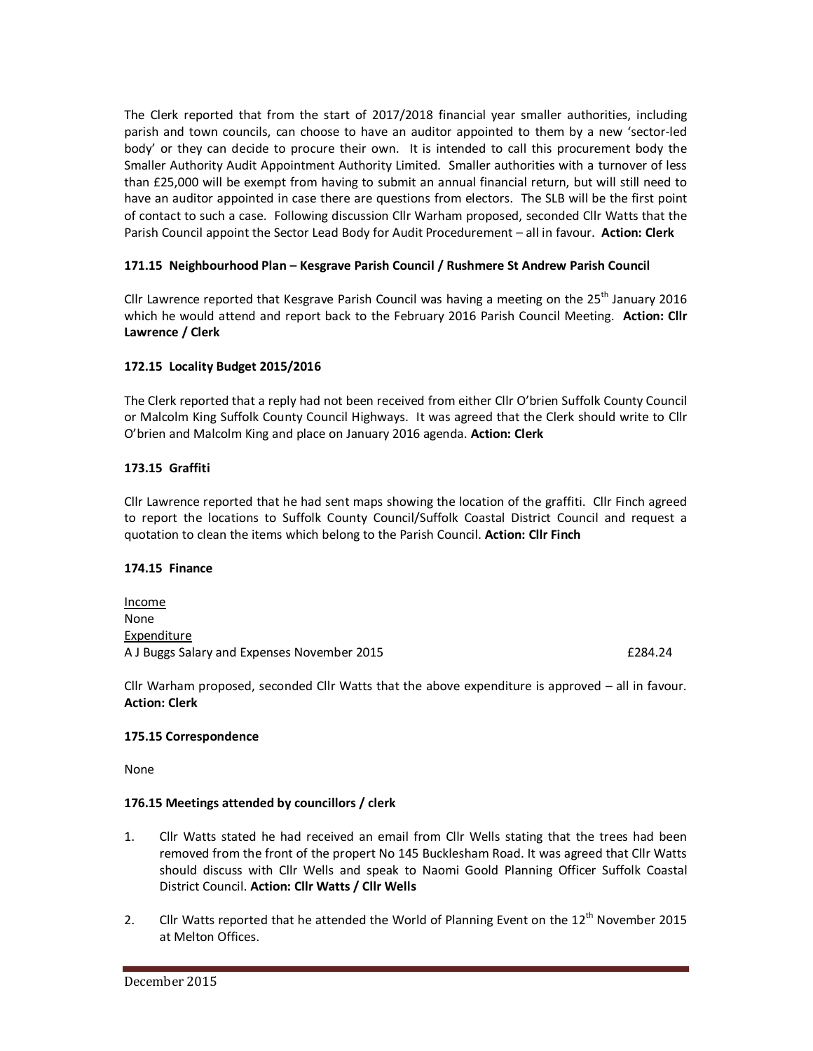The Clerk reported that from the start of 2017/2018 financial year smaller authorities, including parish and town councils, can choose to have an auditor appointed to them by a new 'sector-led body' or they can decide to procure their own. It is intended to call this procurement body the Smaller Authority Audit Appointment Authority Limited. Smaller authorities with a turnover of less than £25,000 will be exempt from having to submit an annual financial return, but will still need to have an auditor appointed in case there are questions from electors. The SLB will be the first point of contact to such a case. Following discussion Cllr Warham proposed, seconded Cllr Watts that the Parish Council appoint the Sector Lead Body for Audit Procedurement – all in favour. **Action: Clerk**

**171.15 Neighbourhood Plan – Kesgrave Parish Council / Rushmere St Andrew Parish Council**

Cllr Lawrence reported that Kesgrave Parish Council was having a meeting on the 25th January 2016 which he would attend and report back to the February 2016 Parish Council Meeting. **Action: Cllr Lawrence / Clerk**

**172.15 Locality Budget 2015/2016**

The Clerk reported that a reply had not been received from either Cllr O'brien Suffolk County Council or Malcolm King Suffolk County Council Highways. It was agreed that the Clerk should write to Cllr O'brien and Malcolm King and place on January 2016 agenda. **Action: Clerk**

**173.15 Graffiti**

Cllr Lawrence reported that he had sent maps showing the location of the graffiti. Cllr Finch agreed to report the locations to Suffolk County Council/Suffolk Coastal District Council and request a quotation to clean the items which belong to the Parish Council. **Action: Cllr Finch**

**174.15 Finance**

<u>Income</u>
None
<u>Expenditure</u>
A J Buggs Salary and Expenses November 2015 £284.24

Cllr Warham proposed, seconded Cllr Watts that the above expenditure is approved – all in favour. **Action: Clerk**

**175.15 Correspondence**

None

**176.15 Meetings attended by councillors / clerk**

1. Cllr Watts stated he had received an email from Cllr Wells stating that the trees had been removed from the front of the propert No 145 Bucklesham Road. It was agreed that Cllr Watts should discuss with Cllr Wells and speak to Naomi Goold Planning Officer Suffolk Coastal District Council. **Action: Cllr Watts / Cllr Wells**

2. Cllr Watts reported that he attended the World of Planning Event on the 12th November 2015 at Melton Offices.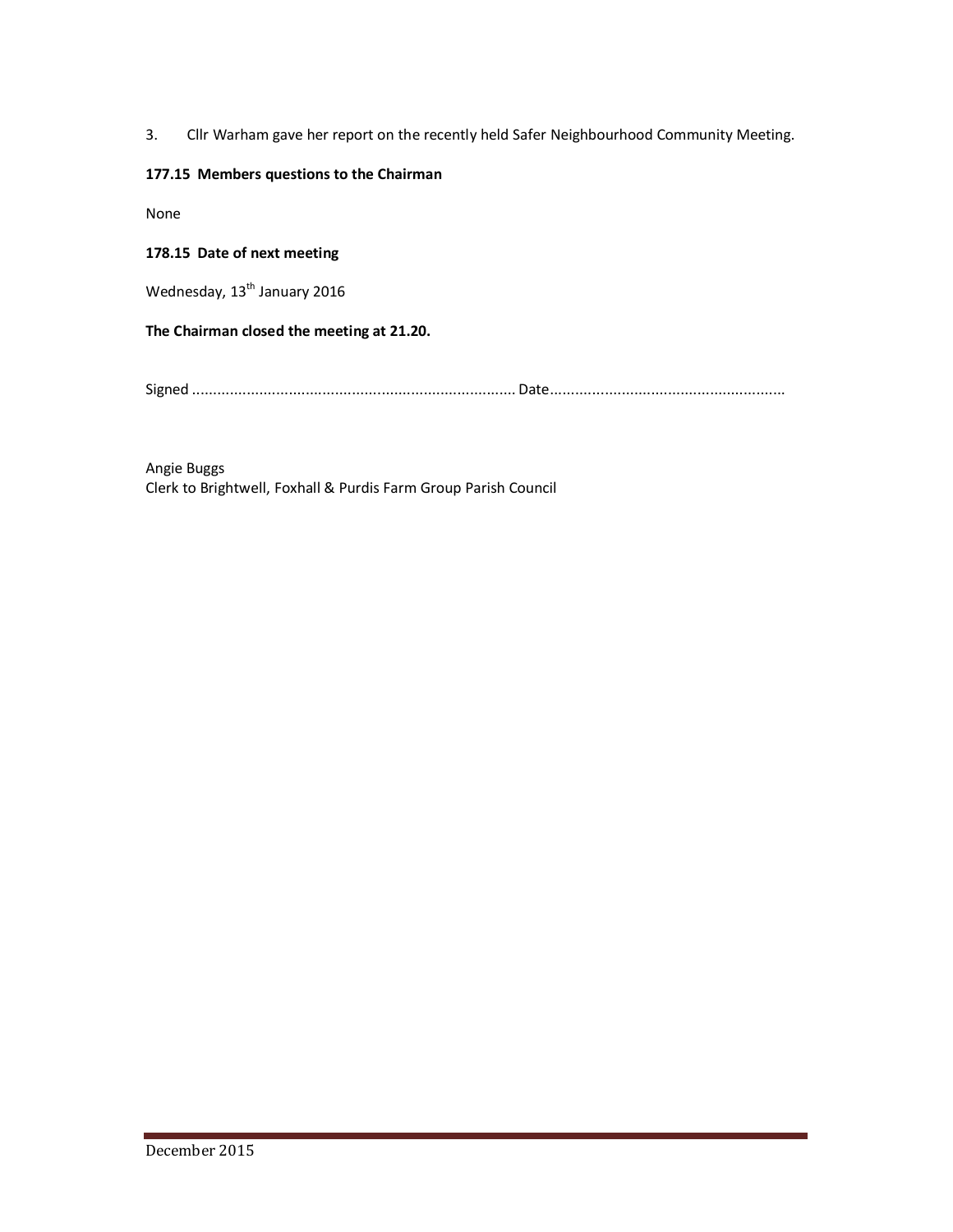3. Cllr Warham gave her report on the recently held Safer Neighbourhood Community Meeting.

**177.15 Members questions to the Chairman**

None

**178.15 Date of next meeting**

Wednesday, 13th January 2016

**The Chairman closed the meeting at 21.20.**

Signed ........................................................................... Date.......................................................

Angie Buggs
Clerk to Brightwell, Foxhall & Purdis Farm Group Parish Council